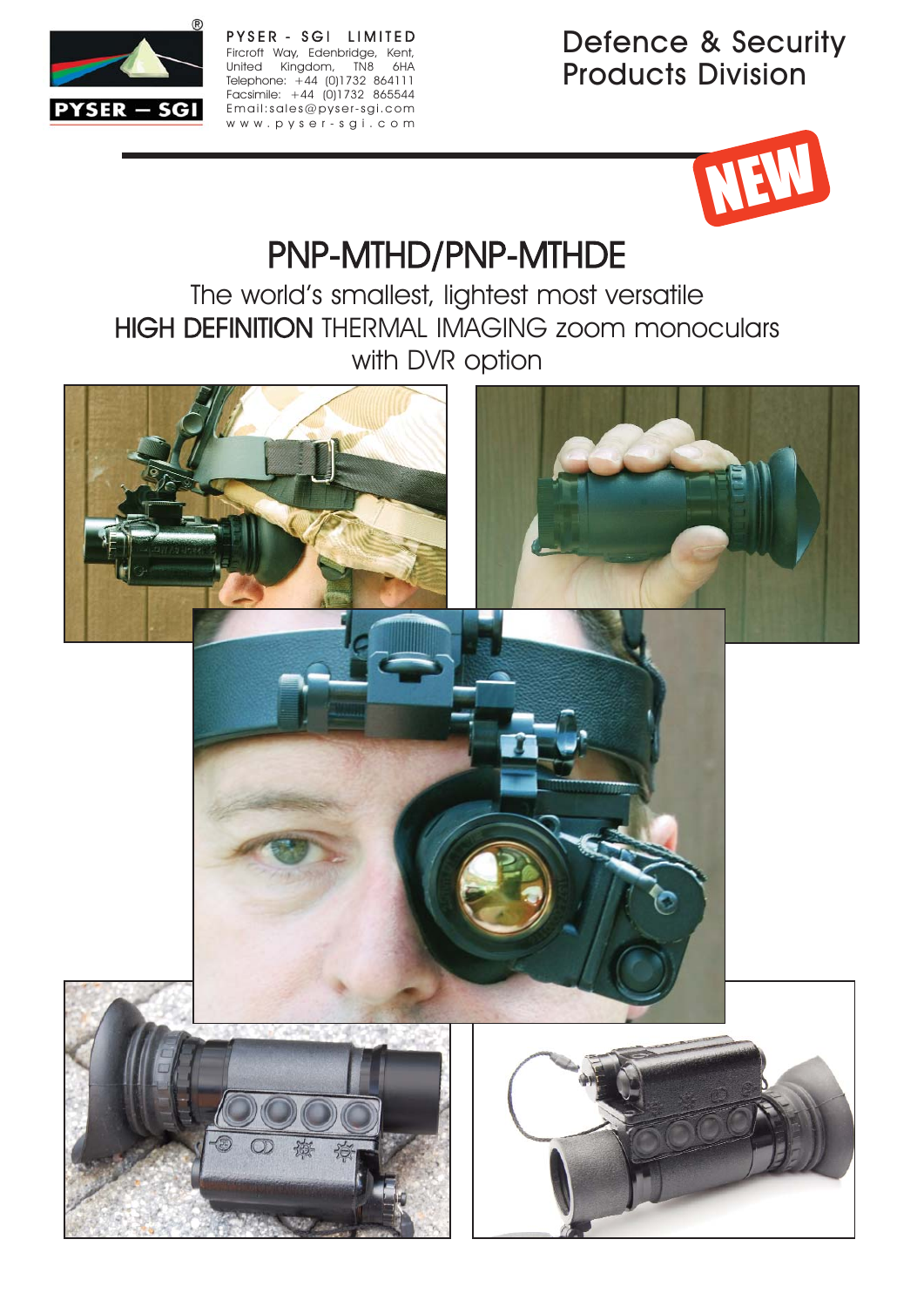PYSER - SGI LIMITED
Fircroft Way, Edenbridge, Kent, United Kingdom, TN8 6HA
Telephone: +44 (0)1732 864111
Facsimile: +44 (0)1732 865544
Email:sales@pyser-sgi.com
www.pyser-sgi.com

## Defence & Security Products Division

NEW

# PNP-MTHD/PNP-MTHDE

The world's smallest, lightest most versatile
**HIGH DEFINITION** THERMAL IMAGING zoom monoculars
with DVR option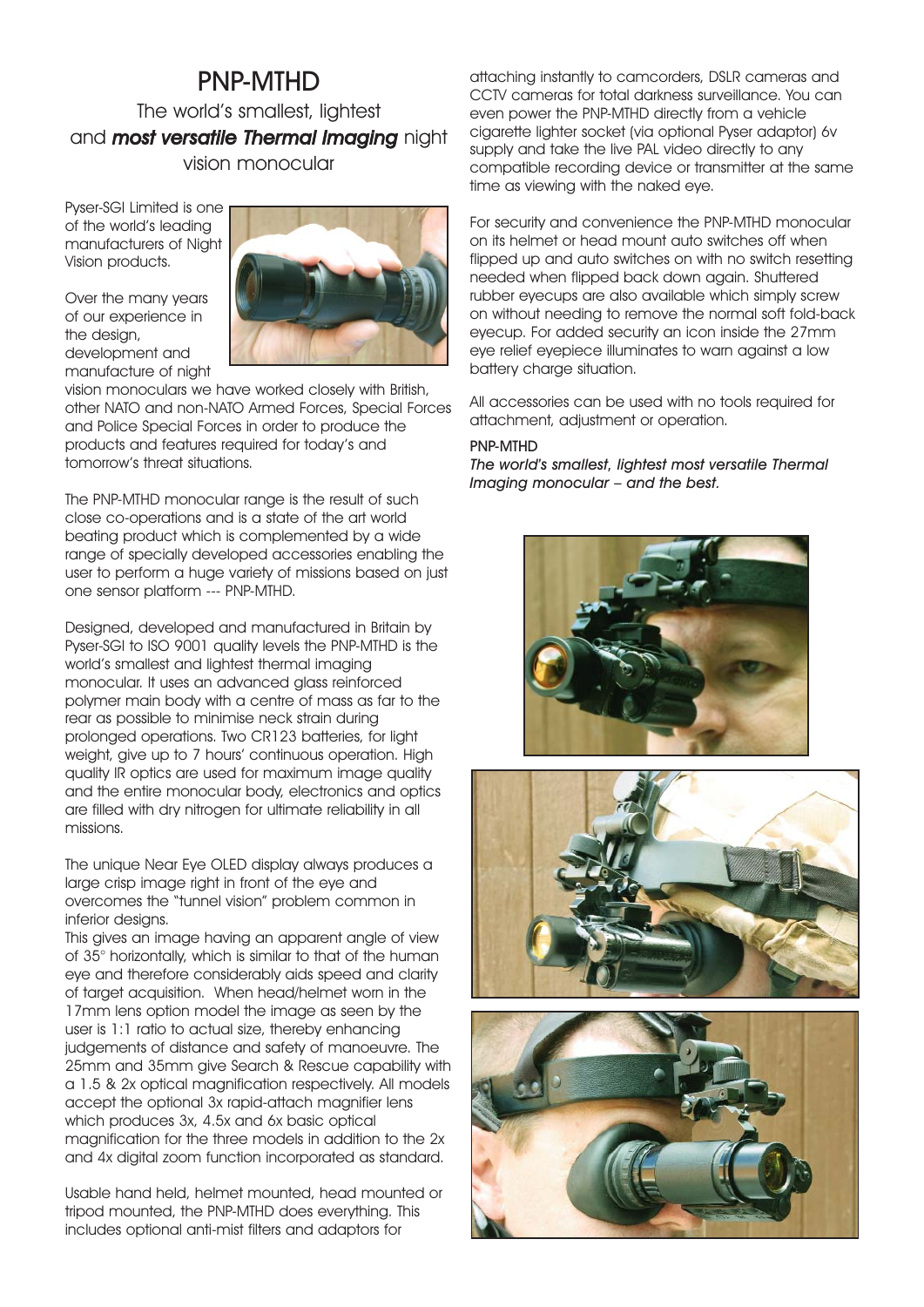# PNP-MTHD

The world's smallest, lightest and ***most versatile Thermal Imaging*** night vision monocular

Pyser-SGI Limited is one of the world's leading manufacturers of Night Vision products.

Over the many years of our experience in the design, development and manufacture of night vision monoculars we have worked closely with British, other NATO and non-NATO Armed Forces, Special Forces and Police Special Forces in order to produce the products and features required for today's and tomorrow's threat situations.

The PNP-MTHD monocular range is the result of such close co-operations and is a state of the art world beating product which is complemented by a wide range of specially developed accessories enabling the user to perform a huge variety of missions based on just one sensor platform --- PNP-MTHD.

Designed, developed and manufactured in Britain by Pyser-SGI to ISO 9001 quality levels the PNP-MTHD is the world's smallest and lightest thermal imaging monocular. It uses an advanced glass reinforced polymer main body with a centre of mass as far to the rear as possible to minimise neck strain during prolonged operations. Two CR123 batteries, for light weight, give up to 7 hours' continuous operation. High quality IR optics are used for maximum image quality and the entire monocular body, electronics and optics are filled with dry nitrogen for ultimate reliability in all missions.

The unique Near Eye OLED display always produces a large crisp image right in front of the eye and overcomes the "tunnel vision" problem common in inferior designs.

This gives an image having an apparent angle of view of 35° horizontally, which is similar to that of the human eye and therefore considerably aids speed and clarity of target acquisition. When head/helmet worn in the 17mm lens option model the image as seen by the user is 1:1 ratio to actual size, thereby enhancing judgements of distance and safety of manoeuvre. The 25mm and 35mm give Search & Rescue capability with a 1.5 & 2x optical magnification respectively. All models accept the optional 3x rapid-attach magnifier lens which produces 3x, 4.5x and 6x basic optical magnification for the three models in addition to the 2x and 4x digital zoom function incorporated as standard.

Usable hand held, helmet mounted, head mounted or tripod mounted, the PNP-MTHD does everything. This includes optional anti-mist filters and adaptors for attaching instantly to camcorders, DSLR cameras and CCTV cameras for total darkness surveillance. You can even power the PNP-MTHD directly from a vehicle cigarette lighter socket (via optional Pyser adaptor) 6v supply and take the live PAL video directly to any compatible recording device or transmitter at the same time as viewing with the naked eye.

For security and convenience the PNP-MTHD monocular on its helmet or head mount auto switches off when flipped up and auto switches on with no switch resetting needed when flipped back down again. Shuttered rubber eyecups are also available which simply screw on without needing to remove the normal soft fold-back eyecup. For added security an icon inside the 27mm eye relief eyepiece illuminates to warn against a low battery charge situation.

All accessories can be used with no tools required for attachment, adjustment or operation.

**PNP-MTHD**

*The world's smallest, lightest most versatile Thermal Imaging monocular – and the best.*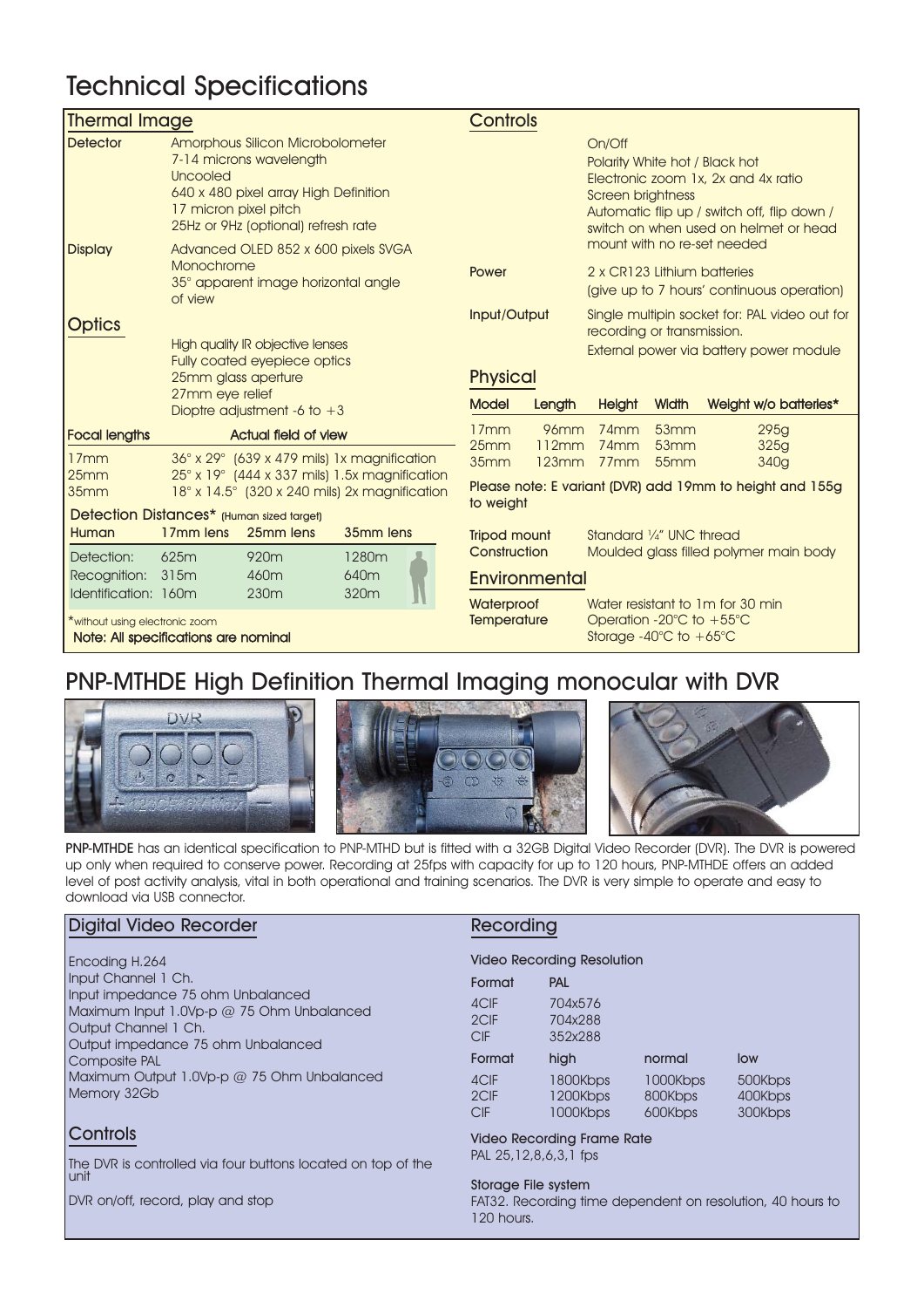# Technical Specifications

## Thermal Image

**Detector**
Amorphous Silicon Microbolometer
7-14 microns wavelength
Uncooled
640 x 480 pixel array High Definition
17 micron pixel pitch
25Hz or 9Hz (optional) refresh rate

**Display**
Advanced OLED 852 x 600 pixels SVGA
Monochrome
35° apparent image horizontal angle of view

## Optics

High quality IR objective lenses
Fully coated eyepiece optics
25mm glass aperture
27mm eye relief
Dioptre adjustment -6 to +3

| Focal lengths | Actual field of view |
|---|---|
| 17mm | 36° x 29° (639 x 479 mils) 1x magnification |
| 25mm | 25° x 19° (444 x 337 mils) 1.5x magnification |
| 35mm | 18° x 14.5° (320 x 240 mils) 2x magnification |

**Detection Distances*** (Human sized target)

| Human | 17mm lens | 25mm lens | 35mm lens |
|---|---|---|---|
| Detection: | 625m | 920m | 1280m |
| Recognition: | 315m | 460m | 640m |
| Identification: | 160m | 230m | 320m |

*without using electronic zoom

**Note: All specifications are nominal**

## Controls

On/Off
Polarity White hot / Black hot
Electronic zoom 1x, 2x and 4x ratio
Screen brightness
Automatic flip up / switch off, flip down / switch on when used on helmet or head mount with no re-set needed

**Power**
2 x CR123 Lithium batteries
(give up to 7 hours' continuous operation)

**Input/Output**
Single multipin socket for: PAL video out for recording or transmission.
External power via battery power module

## Physical

| Model | Length | Height | Width | Weight w/o batteries* |
|---|---|---|---|---|
| 17mm | 96mm | 74mm | 53mm | 295g |
| 25mm | 112mm | 74mm | 53mm | 325g |
| 35mm | 123mm | 77mm | 55mm | 340g |

Please note: E variant (DVR) add 19mm to height and 155g to weight

**Tripod mount** Standard ¼" UNC thread
**Construction** Moulded glass filled polymer main body

## Environmental

**Waterproof** Water resistant to 1m for 30 min
**Temperature** Operation -20°C to +55°C
Storage -40°C to +65°C

# PNP-MTHDE High Definition Thermal Imaging monocular with DVR

**PNP-MTHDE** has an identical specification to PNP-MTHD but is fitted with a 32GB Digital Video Recorder (DVR). The DVR is powered up only when required to conserve power. Recording at 25fps with capacity for up to 120 hours, PNP-MTHDE offers an added level of post activity analysis, vital in both operational and training scenarios. The DVR is very simple to operate and easy to download via USB connector.

## Digital Video Recorder

Encoding H.264
Input Channel 1 Ch.
Input impedance 75 ohm Unbalanced
Maximum Input 1.0Vp-p @ 75 Ohm Unbalanced
Output Channel 1 Ch.
Output impedance 75 ohm Unbalanced
Composite PAL
Maximum Output 1.0Vp-p @ 75 Ohm Unbalanced
Memory 32Gb

## Controls

The DVR is controlled via four buttons located on top of the unit

DVR on/off, record, play and stop

## Recording

**Video Recording Resolution**

| Format | PAL |
|---|---|
| 4CIF | 704x576 |
| 2CIF | 704x288 |
| CIF | 352x288 |

| Format | high | normal | low |
|---|---|---|---|
| 4CIF | 1800Kbps | 1000Kbps | 500Kbps |
| 2CIF | 1200Kbps | 800Kbps | 400Kbps |
| CIF | 1000Kbps | 600Kbps | 300Kbps |

**Video Recording Frame Rate**
PAL 25,12,8,6,3,1 fps

**Storage File system**
FAT32. Recording time dependent on resolution, 40 hours to 120 hours.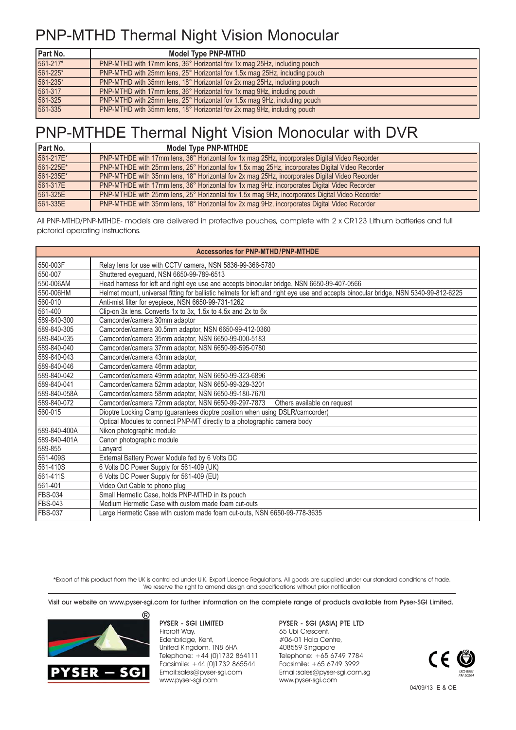# PNP-MTHD Thermal Night Vision Monocular

| Part No. | Model Type PNP-MTHD |
| --- | --- |
| 561-217* | PNP-MTHD with 17mm lens, 36° Horizontal fov 1x mag 25Hz, including pouch |
| 561-225* | PNP-MTHD with 25mm lens, 25° Horizontal fov 1.5x mag 25Hz, including pouch |
| 561-235* | PNP-MTHD with 35mm lens, 18° Horizontal fov 2x mag 25Hz, including pouch |
| 561-317 | PNP-MTHD with 17mm lens, 36° Horizontal fov 1x mag 9Hz, including pouch |
| 561-325 | PNP-MTHD with 25mm lens, 25° Horizontal fov 1.5x mag 9Hz, including pouch |
| 561-335 | PNP-MTHD with 35mm lens, 18° Horizontal fov 2x mag 9Hz, including pouch |

# PNP-MTHDE Thermal Night Vision Monocular with DVR

| Part No. | Model Type PNP-MTHDE |
| --- | --- |
| 561-217E* | PNP-MTHDE with 17mm lens, 36° Horizontal fov 1x mag 25Hz, incorporates Digital Video Recorder |
| 561-225E* | PNP-MTHDE with 25mm lens, 25° Horizontal fov 1.5x mag 25Hz, incorporates Digital Video Recorder |
| 561-235E* | PNP-MTHDE with 35mm lens, 18° Horizontal fov 2x mag 25Hz, incorporates Digital Video Recorder |
| 561-317E | PNP-MTHDE with 17mm lens, 36° Horizontal fov 1x mag 9Hz, incorporates Digital Video Recorder |
| 561-325E | PNP-MTHDE with 25mm lens, 25° Horizontal fov 1.5x mag 9Hz, incorporates Digital Video Recorder |
| 561-335E | PNP-MTHDE with 35mm lens, 18° Horizontal fov 2x mag 9Hz, incorporates Digital Video Recorder |

All PNP-MTHD/PNP-MTHDE- models are delivered in protective pouches, complete with 2 x CR123 Lithium batteries and full pictorial operating instructions.

| Accessories for PNP-MTHD/PNP-MTHDE | |
| --- | --- |
| 550-003F | Relay lens for use with CCTV camera, NSN 5836-99-366-5780 |
| 550-007 | Shuttered eyeguard, NSN 6650-99-789-6513 |
| 550-006AM | Head harness for left and right eye use and accepts binocular bridge, NSN 6650-99-407-0566 |
| 550-006HM | Helmet mount, universal fitting for ballistic helmets for left and right eye use and accepts binocular bridge, NSN 5340-99-812-6225 |
| 560-010 | Anti-mist filter for eyepiece, NSN 6650-99-731-1262 |
| 561-400 | Clip-on 3x lens. Converts 1x to 3x, 1.5x to 4.5x and 2x to 6x |
| 589-840-300 | Camcorder/camera 30mm adaptor |
| 589-840-305 | Camcorder/camera 30.5mm adaptor, NSN 6650-99-412-0360 |
| 589-840-035 | Camcorder/camera 35mm adaptor, NSN 6650-99-000-5183 |
| 589-840-040 | Camcorder/camera 37mm adaptor, NSN 6650-99-595-0780 |
| 589-840-043 | Camcorder/camera 43mm adaptor, |
| 589-840-046 | Camcorder/camera 46mm adaptor, |
| 589-840-042 | Camcorder/camera 49mm adaptor, NSN 6650-99-323-6896 |
| 589-840-041 | Camcorder/camera 52mm adaptor, NSN 6650-99-329-3201 |
| 589-840-058A | Camcorder/camera 58mm adaptor, NSN 6650-99-180-7670 |
| 589-840-072 | Camcorder/camera 72mm adaptor, NSN 6650-99-297-7873 Others available on request |
| 560-015 | Dioptre Locking Clamp (guarantees dioptre position when using DSLR/camcorder) |
| | Optical Modules to connect PNP-MT directly to a photographic camera body |
| 589-840-400A | Nikon photographic module |
| 589-840-401A | Canon photographic module |
| 589-855 | Lanyard |
| 561-409S | External Battery Power Module fed by 6 Volts DC |
| 561-410S | 6 Volts DC Power Supply for 561-409 (UK) |
| 561-411S | 6 Volts DC Power Supply for 561-409 (EU) |
| 561-401 | Video Out Cable to phono plug |
| FBS-034 | Small Hermetic Case, holds PNP-MTHD in its pouch |
| FBS-043 | Medium Hermetic Case with custom made foam cut-outs |
| FBS-037 | Large Hermetic Case with custom made foam cut-outs, NSN 6650-99-778-3635 |

*Export of this product from the UK is controlled under U.K. Export Licence Regulations. All goods are supplied under our standard conditions of trade. We reserve the right to amend design and specifications without prior notification

Visit our website on www.pyser-sgi.com for further information on the complete range of products available from Pyser-SGI Limited.

PYSER – SGI

**PYSER - SGI LIMITED**
Fircroft Way,
Edenbridge, Kent,
United Kingdom, TN8 6HA
Telephone: +44 (0)1732 864111
Facsimile: +44 (0)1732 865544
Email:sales@pyser-sgi.com
www.pyser-sgi.com

**PYSER - SGI (ASIA) PTE LTD**
65 Ubi Crescent,
#06-01 Hola Centre,
408559 Singapore
Telephone: +65 6749 7784
Facsimile: +65 6749 3992
Email:sales@pyser-sgi.com.sg
www.pyser-sgi.com

ISO 9001 FM 30264

04/09/13 E & OE